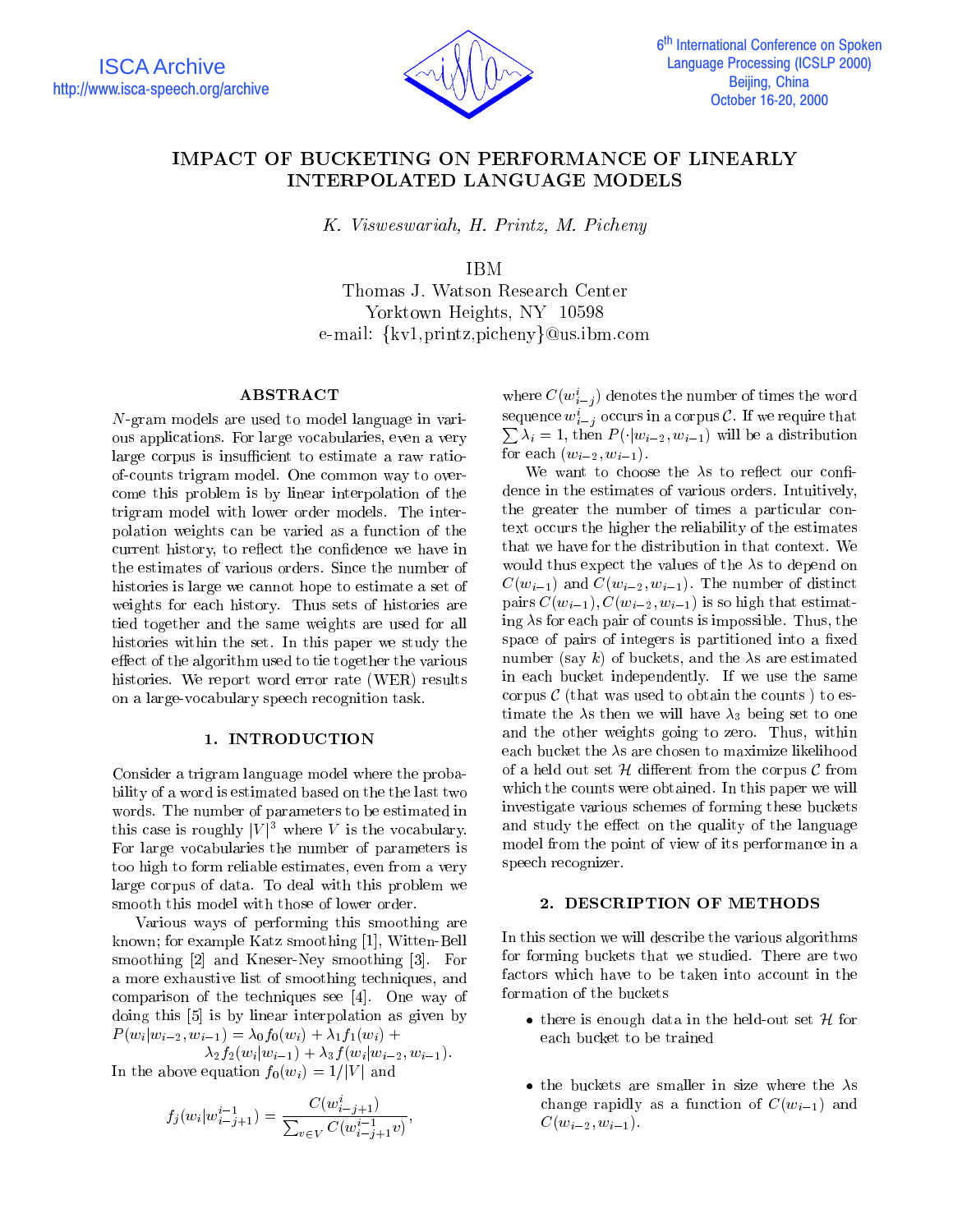# IMPACT OF BUCKETING ON PERFORMANCE OF LINEARLY INTERPOLATED LANGUAGE MODELS

*K. Visweswariah, H. Printz, M. Picheny*

IBM
Thomas J. Watson Research Center
Yorktown Heights, NY 10598
e-mail: {kv1,printz,picheny}@us.ibm.com

## ABSTRACT

$N$-gram models are used to model language in various applications. For large vocabularies, even a very large corpus is insufficient to estimate a raw ratio-of-counts trigram model. One common way to overcome this problem is by linear interpolation of the trigram model with lower order models. The interpolation weights can be varied as a function of the current history, to reflect the confidence we have in the estimates of various orders. Since the number of histories is large we cannot hope to estimate a set of weights for each history. Thus sets of histories are tied together and the same weights are used for all histories within the set. In this paper we study the effect of the algorithm used to tie together the various histories. We report word error rate (WER) results on a large-vocabulary speech recognition task.

## 1. INTRODUCTION

Consider a trigram language model where the probability of a word is estimated based on the the last two words. The number of parameters to be estimated in this case is roughly $|V|^3$ where $V$ is the vocabulary. For large vocabularies the number of parameters is too high to form reliable estimates, even from a very large corpus of data. To deal with this problem we smooth this model with those of lower order.

Various ways of performing this smoothing are known; for example Katz smoothing [1], Witten-Bell smoothing [2] and Kneser-Ney smoothing [3]. For a more exhaustive list of smoothing techniques, and comparison of the techniques see [4]. One way of doing this [5] is by linear interpolation as given by

$$P(w_i|w_{i-2},w_{i-1}) = \lambda_0 f_0(w_i) + \lambda_1 f_1(w_i) + \lambda_2 f_2(w_i|w_{i-1}) + \lambda_3 f(w_i|w_{i-2},w_{i-1}).$$

In the above equation $f_0(w_i) = 1/|V|$ and

$$f_j(w_i|w_{i-j+1}^{i-1}) = \frac{C(w_{i-j+1}^{i})}{\sum_{v \in V} C(w_{i-j+1}^{i-1} v)},$$

where $C(w_{i-j}^{i})$ denotes the number of times the word sequence $w_{i-j}^{i}$ occurs in a corpus $\mathcal{C}$. If we require that $\sum \lambda_i = 1$, then $P(\cdot|w_{i-2},w_{i-1})$ will be a distribution for each $(w_{i-2},w_{i-1})$.

We want to choose the $\lambda$s to reflect our confidence in the estimates of various orders. Intuitively, the greater the number of times a particular context occurs the higher the reliability of the estimates that we have for the distribution in that context. We would thus expect the values of the $\lambda$s to depend on $C(w_{i-1})$ and $C(w_{i-2},w_{i-1})$. The number of distinct pairs $C(w_{i-1}), C(w_{i-2},w_{i-1})$ is so high that estimating $\lambda$s for each pair of counts is impossible. Thus, the space of pairs of integers is partitioned into a fixed number (say $k$) of buckets, and the $\lambda$s are estimated in each bucket independently. If we use the same corpus $\mathcal{C}$ (that was used to obtain the counts ) to estimate the $\lambda$s then we will have $\lambda_3$ being set to one and the other weights going to zero. Thus, within each bucket the $\lambda$s are chosen to maximize likelihood of a held out set $\mathcal{H}$ different from the corpus $\mathcal{C}$ from which the counts were obtained. In this paper we will investigate various schemes of forming these buckets and study the effect on the quality of the language model from the point of view of its performance in a speech recognizer.

## 2. DESCRIPTION OF METHODS

In this section we will describe the various algorithms for forming buckets that we studied. There are two factors which have to be taken into account in the formation of the buckets

- there is enough data in the held-out set $\mathcal{H}$ for each bucket to be trained
- the buckets are smaller in size where the $\lambda$s change rapidly as a function of $C(w_{i-1})$ and $C(w_{i-2},w_{i-1})$.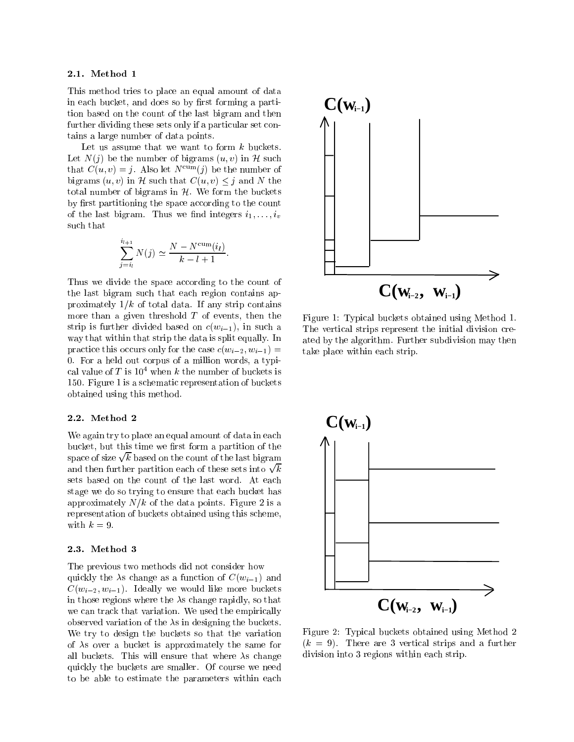### 2.1. Method 1

This method tries to place an equal amount of data in each bucket, and does so by first forming a partition based on the count of the last bigram and then further dividing these sets only if a particular set contains a large number of data points.

Let us assume that we want to form $k$ buckets. Let $N(j)$ be the number of bigrams $(u, v)$ in $\mathcal{H}$ such that $C(u, v) = j$. Also let $N^{\mathrm{cum}}(j)$ be the number of bigrams $(u, v)$ in $\mathcal{H}$ such that $C(u, v) \leq j$ and $N$ the total number of bigrams in $\mathcal{H}$. We form the buckets by first partitioning the space according to the count of the last bigram. Thus we find integers $i_1, \ldots, i_v$ such that

$$\sum_{j=i_l}^{i_{l+1}} N(j) \simeq \frac{N - N^{\mathrm{cum}}(i_l)}{k - l + 1}.$$

Thus we divide the space according to the count of the last bigram such that each region contains approximately $1/k$ of total data. If any strip contains more than a given threshold $T$ of events, then the strip is further divided based on $c(w_{i-1})$, in such a way that within that strip the data is split equally. In practice this occurs only for the case $c(w_{i-2}, w_{i-1}) = 0$. For a held out corpus of a million words, a typical value of $T$ is $10^4$ when $k$ the number of buckets is 150. Figure 1 is a schematic representation of buckets obtained using this method.

Figure 1: Typical buckets obtained using Method 1. The vertical strips represent the initial division created by the algorithm. Further subdivision may then take place within each strip.

### 2.2. Method 2

We again try to place an equal amount of data in each bucket, but this time we first form a partition of the space of size $\sqrt{k}$ based on the count of the last bigram and then further partition each of these sets into $\sqrt{k}$ sets based on the count of the last word. At each stage we do so trying to ensure that each bucket has approximately $N/k$ of the data points. Figure 2 is a representation of buckets obtained using this scheme, with $k = 9$.

Figure 2: Typical buckets obtained using Method 2 ($k = 9$). There are 3 vertical strips and a further division into 3 regions within each strip.

### 2.3. Method 3

The previous two methods did not consider how quickly the $\lambda$s change as a function of $C(w_{i-1})$ and $C(w_{i-2}, w_{i-1})$. Ideally we would like more buckets in those regions where the $\lambda$s change rapidly, so that we can track that variation. We used the empirically observed variation of the $\lambda$s in designing the buckets. We try to design the buckets so that the variation of $\lambda$s over a bucket is approximately the same for all buckets. This will ensure that where $\lambda$s change quickly the buckets are smaller. Of course we need to be able to estimate the parameters within each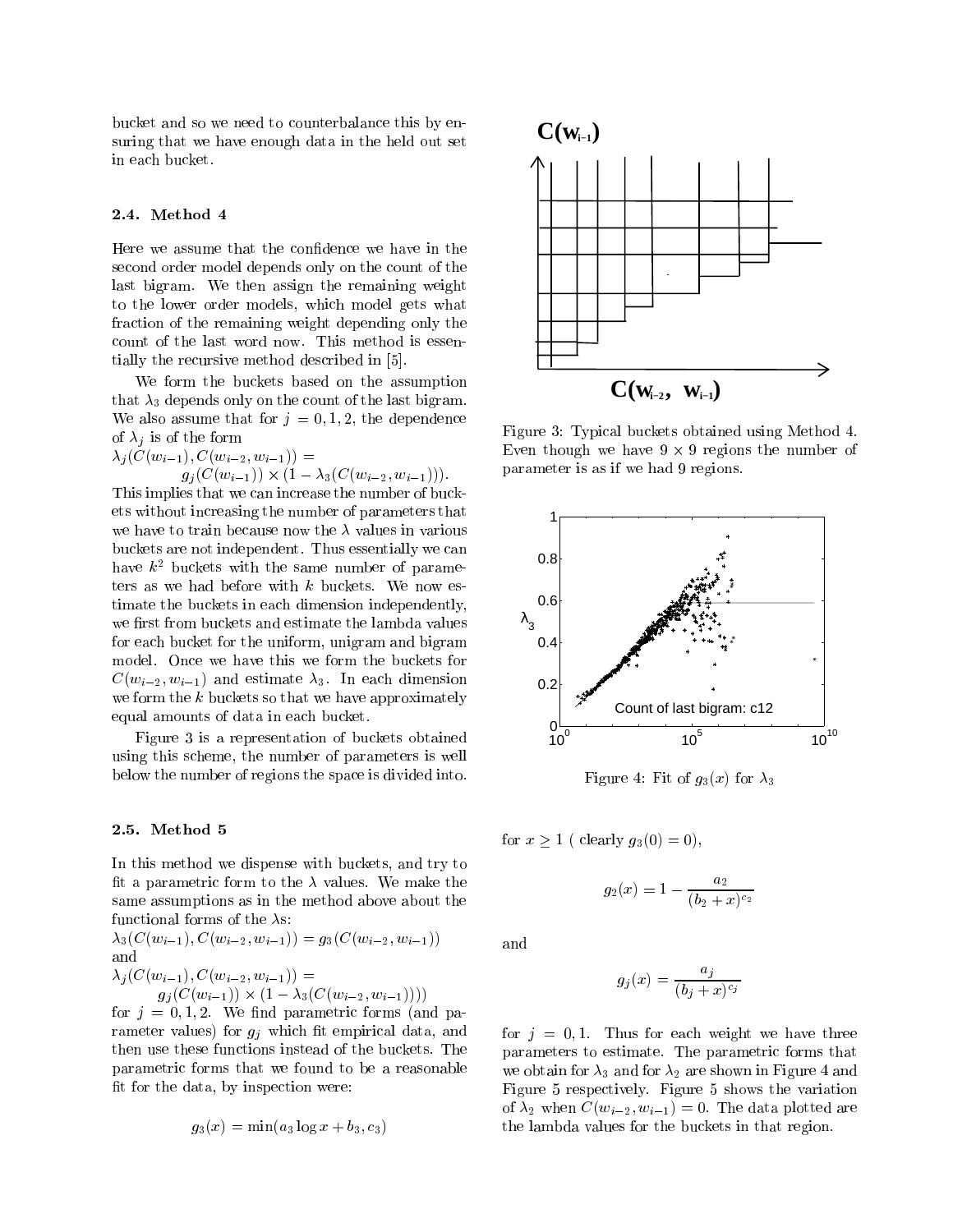bucket and so we need to counterbalance this by ensuring that we have enough data in the held out set in each bucket.

### 2.4. Method 4

Here we assume that the confidence we have in the second order model depends only on the count of the last bigram. We then assign the remaining weight to the lower order models, which model gets what fraction of the remaining weight depending only the count of the last word now. This method is essentially the recursive method described in [5].

We form the buckets based on the assumption that $\lambda_3$ depends only on the count of the last bigram. We also assume that for $j = 0, 1, 2$, the dependence of $\lambda_j$ is of the form

$$\lambda_j(C(w_{i-1}), C(w_{i-2}, w_{i-1})) = g_j(C(w_{i-1})) \times (1 - \lambda_3(C(w_{i-2}, w_{i-1}))).$$

This implies that we can increase the number of buckets without increasing the number of parameters that we have to train because now the $\lambda$ values in various buckets are not independent. Thus essentially we can have $k^2$ buckets with the same number of parameters as we had before with $k$ buckets. We now estimate the buckets in each dimension independently, we first from buckets and estimate the lambda values for each bucket for the uniform, unigram and bigram model. Once we have this we form the buckets for $C(w_{i-2}, w_{i-1})$ and estimate $\lambda_3$. In each dimension we form the $k$ buckets so that we have approximately equal amounts of data in each bucket.

Figure 3 is a representation of buckets obtained using this scheme, the number of parameters is well below the number of regions the space is divided into.

Figure 3: Typical buckets obtained using Method 4. Even though we have $9 \times 9$ regions the number of parameter is as if we had 9 regions.

Figure 4: Fit of $g_3(x)$ for $\lambda_3$

### 2.5. Method 5

In this method we dispense with buckets, and try to fit a parametric form to the $\lambda$ values. We make the same assumptions as in the method above about the functional forms of the $\lambda$s:

$$\lambda_3(C(w_{i-1}), C(w_{i-2}, w_{i-1})) = g_3(C(w_{i-2}, w_{i-1}))$$

and

$$\lambda_j(C(w_{i-1}), C(w_{i-2}, w_{i-1})) = g_j(C(w_{i-1})) \times (1 - \lambda_3(C(w_{i-2}, w_{i-1}))))$$

for $j = 0, 1, 2$. We find parametric forms (and parameter values) for $g_j$ which fit empirical data, and then use these functions instead of the buckets. The parametric forms that we found to be a reasonable fit for the data, by inspection were:

$$g_3(x) = \min(a_3 \log x + b_3, c_3)$$

for $x \geq 1$ ( clearly $g_3(0) = 0$),

$$g_2(x) = 1 - \frac{a_2}{(b_2 + x)^{c_2}}$$

and

$$g_j(x) = \frac{a_j}{(b_j + x)^{c_j}}$$

for $j = 0, 1$. Thus for each weight we have three parameters to estimate. The parametric forms that we obtain for $\lambda_3$ and for $\lambda_2$ are shown in Figure 4 and Figure 5 respectively. Figure 5 shows the variation of $\lambda_2$ when $C(w_{i-2}, w_{i-1}) = 0$. The data plotted are the lambda values for the buckets in that region.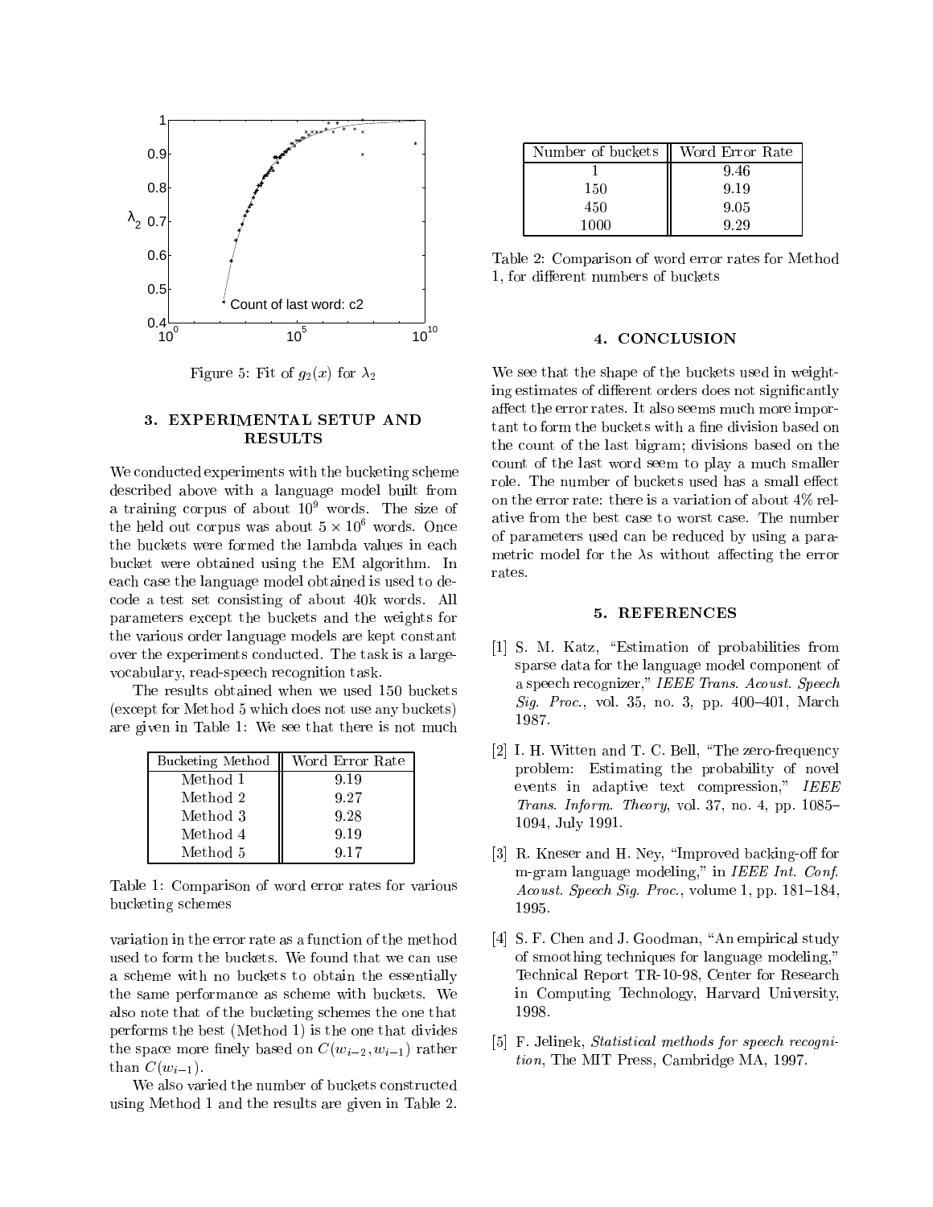1

0.9

0.8

$\lambda_2$ 0.7

0.6

0.5

0.4

Count of last word: c2

$10^0$ $10^5$ $10^{10}$

Figure 5: Fit of $g_2(x)$ for $\lambda_2$

## 3. EXPERIMENTAL SETUP AND RESULTS

We conducted experiments with the bucketing scheme described above with a language model built from a training corpus of about $10^9$ words. The size of the held out corpus was about $5 \times 10^6$ words. Once the buckets were formed the lambda values in each bucket were obtained using the EM algorithm. In each case the language model obtained is used to decode a test set consisting of about 40k words. All parameters except the buckets and the weights for the various order language models are kept constant over the experiments conducted. The task is a large-vocabulary, read-speech recognition task.

The results obtained when we used 150 buckets (except for Method 5 which does not use any buckets) are given in Table 1: We see that there is not much variation in the error rate as a function of the method used to form the buckets. We found that we can use a scheme with no buckets to obtain the essentially the same performance as scheme with buckets. We also note that of the bucketing schemes the one that performs the best (Method 1) is the one that divides the space more finely based on $C(w_{i-2}, w_{i-1})$ rather than $C(w_{i-1})$.

| Bucketing Method | Word Error Rate |
|---|---|
| Method 1 | 9.19 |
| Method 2 | 9.27 |
| Method 3 | 9.28 |
| Method 4 | 9.19 |
| Method 5 | 9.17 |

Table 1: Comparison of word error rates for various bucketing schemes

We also varied the number of buckets constructed using Method 1 and the results are given in Table 2.

| Number of buckets | Word Error Rate |
|---|---|
| 1 | 9.46 |
| 150 | 9.19 |
| 450 | 9.05 |
| 1000 | 9.29 |

Table 2: Comparison of word error rates for Method 1, for different numbers of buckets

## 4. CONCLUSION

We see that the shape of the buckets used in weighting estimates of different orders does not significantly affect the error rates. It also seems much more important to form the buckets with a fine division based on the count of the last bigram; divisions based on the count of the last word seem to play a much smaller role. The number of buckets used has a small effect on the error rate: there is a variation of about 4% relative from the best case to worst case. The number of parameters used can be reduced by using a parametric model for the $\lambda$s without affecting the error rates.

## 5. REFERENCES

[1] S. M. Katz, "Estimation of probabilities from sparse data for the language model component of a speech recognizer," *IEEE Trans. Acoust. Speech Sig. Proc.*, vol. 35, no. 3, pp. 400–401, March 1987.

[2] I. H. Witten and T. C. Bell, "The zero-frequency problem: Estimating the probability of novel events in adaptive text compression," *IEEE Trans. Inform. Theory*, vol. 37, no. 4, pp. 1085–1094, July 1991.

[3] R. Kneser and H. Ney, "Improved backing-off for m-gram language modeling," in *IEEE Int. Conf. Acoust. Speech Sig. Proc.*, volume 1, pp. 181–184, 1995.

[4] S. F. Chen and J. Goodman, "An empirical study of smoothing techniques for language modeling," Technical Report TR-10-98, Center for Research in Computing Technology, Harvard University, 1998.

[5] F. Jelinek, *Statistical methods for speech recognition*, The MIT Press, Cambridge MA, 1997.